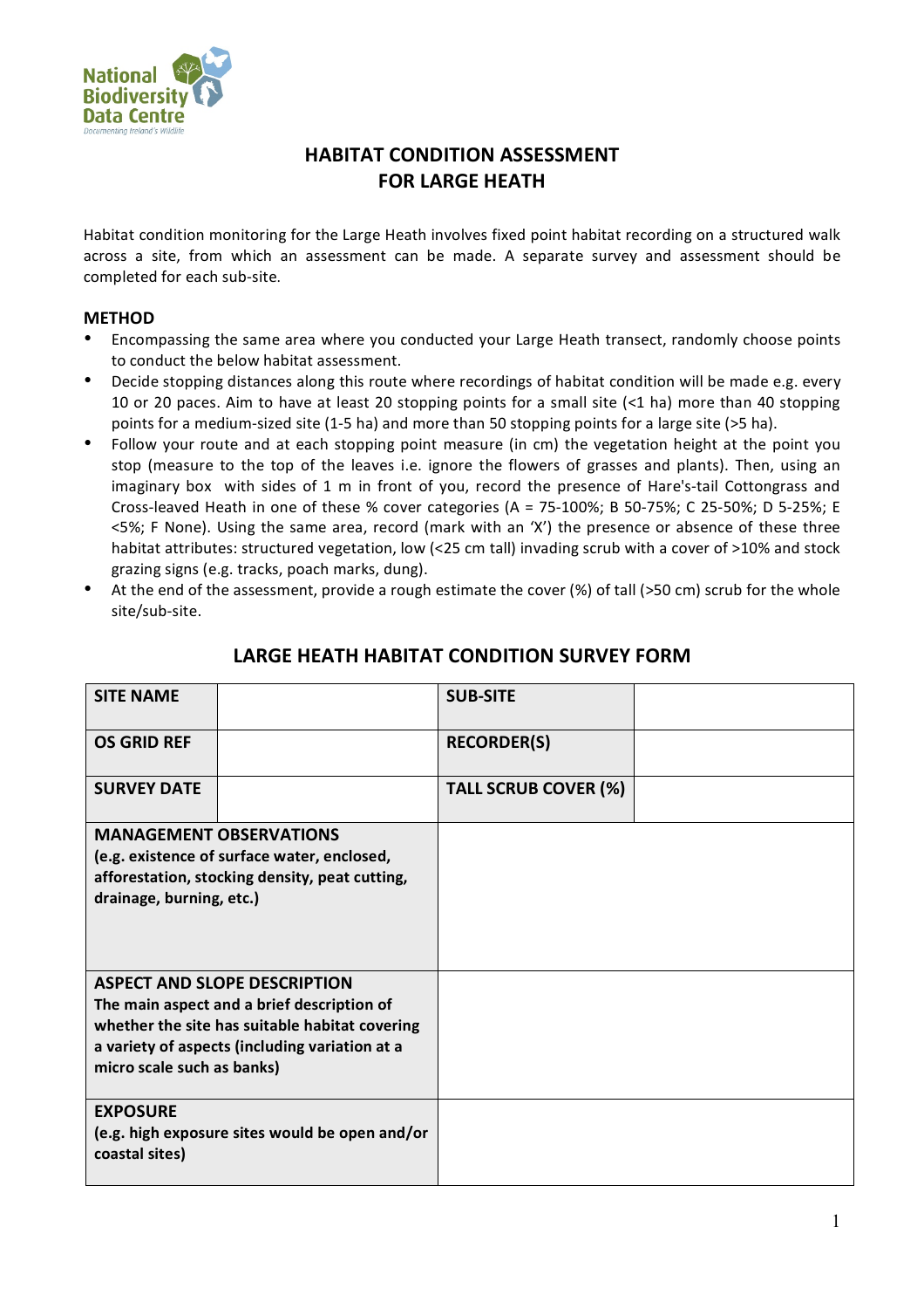National Biodiversity Data Centre
*Documenting Ireland's Wildlife*

# HABITAT CONDITION ASSESSMENT FOR LARGE HEATH

Habitat condition monitoring for the Large Heath involves fixed point habitat recording on a structured walk across a site, from which an assessment can be made. A separate survey and assessment should be completed for each sub-site.

## METHOD

- Encompassing the same area where you conducted your Large Heath transect, randomly choose points to conduct the below habitat assessment.
- Decide stopping distances along this route where recordings of habitat condition will be made e.g. every 10 or 20 paces. Aim to have at least 20 stopping points for a small site (<1 ha) more than 40 stopping points for a medium-sized site (1-5 ha) and more than 50 stopping points for a large site (>5 ha).
- Follow your route and at each stopping point measure (in cm) the vegetation height at the point you stop (measure to the top of the leaves i.e. ignore the flowers of grasses and plants). Then, using an imaginary box with sides of 1 m in front of you, record the presence of Hare's-tail Cottongrass and Cross-leaved Heath in one of these % cover categories (A = 75-100%; B 50-75%; C 25-50%; D 5-25%; E <5%; F None). Using the same area, record (mark with an 'X') the presence or absence of these three habitat attributes: structured vegetation, low (<25 cm tall) invading scrub with a cover of >10% and stock grazing signs (e.g. tracks, poach marks, dung).
- At the end of the assessment, provide a rough estimate the cover (%) of tall (>50 cm) scrub for the whole site/sub-site.

## LARGE HEATH HABITAT CONDITION SURVEY FORM

| **SITE NAME** | | **SUB-SITE** | |
|---|---|---|---|
| **OS GRID REF** | | **RECORDER(S)** | |
| **SURVEY DATE** | | **TALL SCRUB COVER (%)** | |
| **MANAGEMENT OBSERVATIONS** (e.g. existence of surface water, enclosed, afforestation, stocking density, peat cutting, drainage, burning, etc.) | | | |
| **ASPECT AND SLOPE DESCRIPTION** The main aspect and a brief description of whether the site has suitable habitat covering a variety of aspects (including variation at a micro scale such as banks) | | | |
| **EXPOSURE** (e.g. high exposure sites would be open and/or coastal sites) | | | |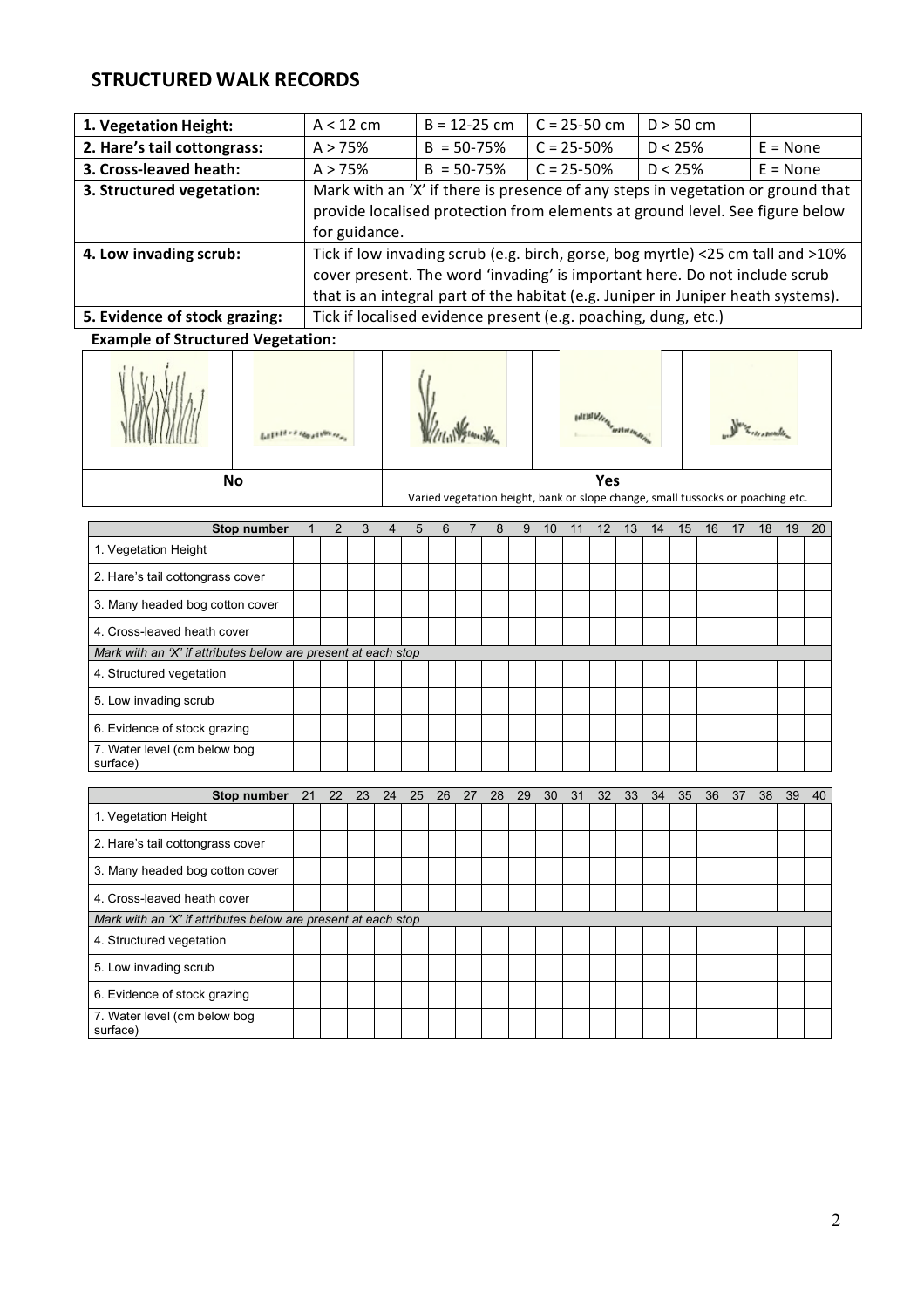## STRUCTURED WALK RECORDS

| 1. Vegetation Height: | A < 12 cm | B = 12-25 cm | C = 25-50 cm | D > 50 cm | |
|---|---|---|---|---|---|
| 2. Hare's tail cottongrass: | A > 75% | B = 50-75% | C = 25-50% | D < 25% | E = None |
| 3. Cross-leaved heath: | A > 75% | B = 50-75% | C = 25-50% | D < 25% | E = None |
| 3. Structured vegetation: | Mark with an 'X' if there is presence of any steps in vegetation or ground that provide localised protection from elements at ground level. See figure below for guidance. | | | | |
| 4. Low invading scrub: | Tick if low invading scrub (e.g. birch, gorse, bog myrtle) <25 cm tall and >10% cover present. The word 'invading' is important here. Do not include scrub that is an integral part of the habitat (e.g. Juniper in Juniper heath systems). | | | | |
| 5. Evidence of stock grazing: | Tick if localised evidence present (e.g. poaching, dung, etc.) | | | | |

**Example of Structured Vegetation:**

| No | Yes |
|---|---|
| | Varied vegetation height, bank or slope change, small tussocks or poaching etc. |

| Stop number | 1 | 2 | 3 | 4 | 5 | 6 | 7 | 8 | 9 | 10 | 11 | 12 | 13 | 14 | 15 | 16 | 17 | 18 | 19 | 20 |
|---|---|---|---|---|---|---|---|---|---|---|---|---|---|---|---|---|---|---|---|---|
| 1. Vegetation Height | | | | | | | | | | | | | | | | | | | | |
| 2. Hare's tail cottongrass cover | | | | | | | | | | | | | | | | | | | | |
| 3. Many headed bog cotton cover | | | | | | | | | | | | | | | | | | | | |
| 4. Cross-leaved heath cover | | | | | | | | | | | | | | | | | | | | |
| *Mark with an 'X' if attributes below are present at each stop* | | | | | | | | | | | | | | | | | | | | |
| 4. Structured vegetation | | | | | | | | | | | | | | | | | | | | |
| 5. Low invading scrub | | | | | | | | | | | | | | | | | | | | |
| 6. Evidence of stock grazing | | | | | | | | | | | | | | | | | | | | |
| 7. Water level (cm below bog surface) | | | | | | | | | | | | | | | | | | | | |

| Stop number | 21 | 22 | 23 | 24 | 25 | 26 | 27 | 28 | 29 | 30 | 31 | 32 | 33 | 34 | 35 | 36 | 37 | 38 | 39 | 40 |
|---|---|---|---|---|---|---|---|---|---|---|---|---|---|---|---|---|---|---|---|---|
| 1. Vegetation Height | | | | | | | | | | | | | | | | | | | | |
| 2. Hare's tail cottongrass cover | | | | | | | | | | | | | | | | | | | | |
| 3. Many headed bog cotton cover | | | | | | | | | | | | | | | | | | | | |
| 4. Cross-leaved heath cover | | | | | | | | | | | | | | | | | | | | |
| *Mark with an 'X' if attributes below are present at each stop* | | | | | | | | | | | | | | | | | | | | |
| 4. Structured vegetation | | | | | | | | | | | | | | | | | | | | |
| 5. Low invading scrub | | | | | | | | | | | | | | | | | | | | |
| 6. Evidence of stock grazing | | | | | | | | | | | | | | | | | | | | |
| 7. Water level (cm below bog surface) | | | | | | | | | | | | | | | | | | | | |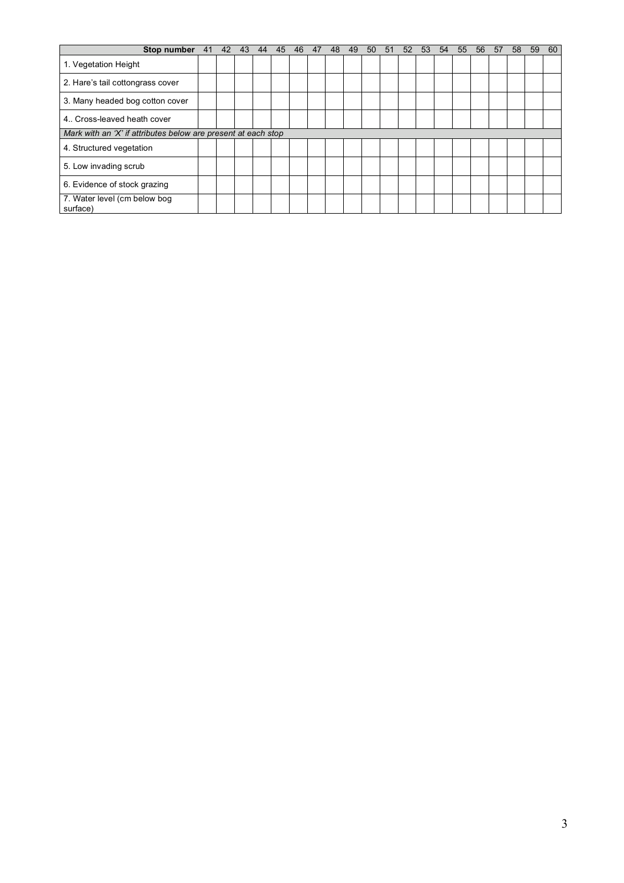| Stop number | 41 | 42 | 43 | 44 | 45 | 46 | 47 | 48 | 49 | 50 | 51 | 52 | 53 | 54 | 55 | 56 | 57 | 58 | 59 | 60 |
| --- | --- | --- | --- | --- | --- | --- | --- | --- | --- | --- | --- | --- | --- | --- | --- | --- | --- | --- | --- | --- |
| 1. Vegetation Height | | | | | | | | | | | | | | | | | | | | |
| 2. Hare's tail cottongrass cover | | | | | | | | | | | | | | | | | | | | |
| 3. Many headed bog cotton cover | | | | | | | | | | | | | | | | | | | | |
| 4.. Cross-leaved heath cover | | | | | | | | | | | | | | | | | | | | |
| *Mark with an 'X' if attributes below are present at each stop* | | | | | | | | | | | | | | | | | | | | |
| 4. Structured vegetation | | | | | | | | | | | | | | | | | | | | |
| 5. Low invading scrub | | | | | | | | | | | | | | | | | | | | |
| 6. Evidence of stock grazing | | | | | | | | | | | | | | | | | | | | |
| 7. Water level (cm below bog surface) | | | | | | | | | | | | | | | | | | | | |